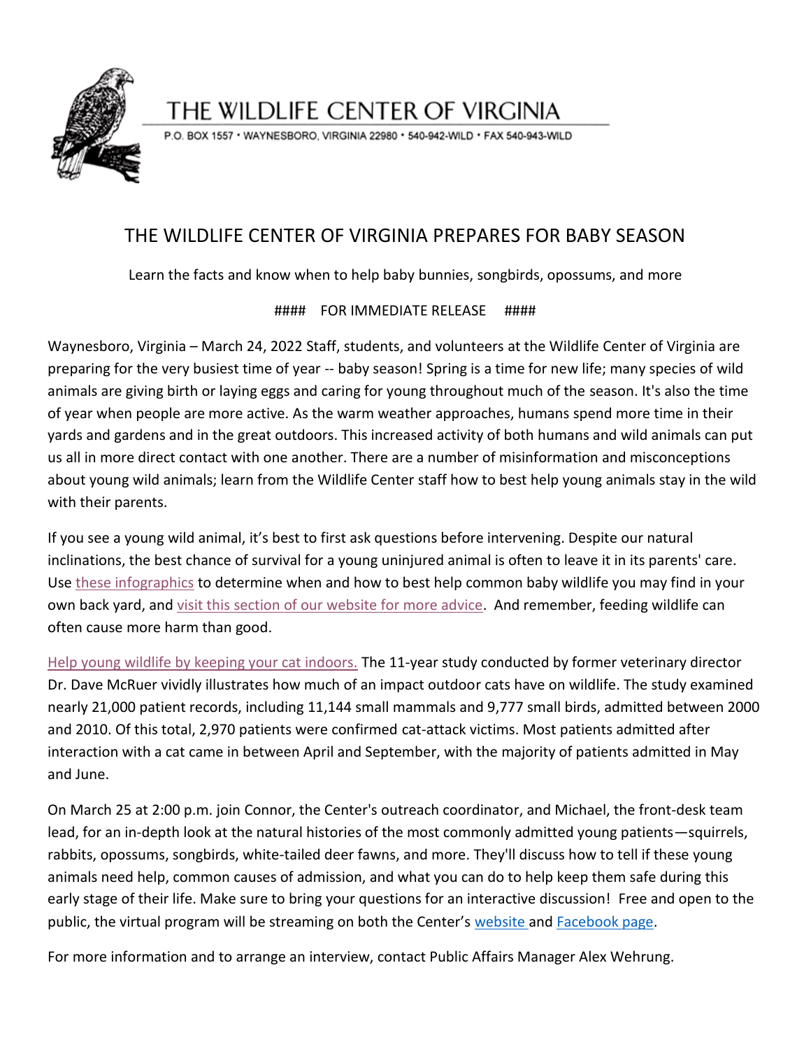THE WILDLIFE CENTER OF VIRGINIA

P.O. BOX 1557 • WAYNESBORO, VIRGINIA 22980 • 540-942-WILD • FAX 540-943-WILD

# THE WILDLIFE CENTER OF VIRGINIA PREPARES FOR BABY SEASON

Learn the facts and know when to help baby bunnies, songbirds, opossums, and more

#### FOR IMMEDIATE RELEASE ####

Waynesboro, Virginia – March 24, 2022 Staff, students, and volunteers at the Wildlife Center of Virginia are preparing for the very busiest time of year -- baby season! Spring is a time for new life; many species of wild animals are giving birth or laying eggs and caring for young throughout much of the season. It's also the time of year when people are more active. As the warm weather approaches, humans spend more time in their yards and gardens and in the great outdoors. This increased activity of both humans and wild animals can put us all in more direct contact with one another. There are a number of misinformation and misconceptions about young wild animals; learn from the Wildlife Center staff how to best help young animals stay in the wild with their parents.

If you see a young wild animal, it's best to first ask questions before intervening. Despite our natural inclinations, the best chance of survival for a young uninjured animal is often to leave it in its parents' care. Use these infographics to determine when and how to best help common baby wildlife you may find in your own back yard, and visit this section of our website for more advice. And remember, feeding wildlife can often cause more harm than good.

Help young wildlife by keeping your cat indoors. The 11-year study conducted by former veterinary director Dr. Dave McRuer vividly illustrates how much of an impact outdoor cats have on wildlife. The study examined nearly 21,000 patient records, including 11,144 small mammals and 9,777 small birds, admitted between 2000 and 2010. Of this total, 2,970 patients were confirmed cat-attack victims. Most patients admitted after interaction with a cat came in between April and September, with the majority of patients admitted in May and June.

On March 25 at 2:00 p.m. join Connor, the Center's outreach coordinator, and Michael, the front-desk team lead, for an in-depth look at the natural histories of the most commonly admitted young patients—squirrels, rabbits, opossums, songbirds, white-tailed deer fawns, and more. They'll discuss how to tell if these young animals need help, common causes of admission, and what you can do to help keep them safe during this early stage of their life. Make sure to bring your questions for an interactive discussion! Free and open to the public, the virtual program will be streaming on both the Center's website and Facebook page.

For more information and to arrange an interview, contact Public Affairs Manager Alex Wehrung.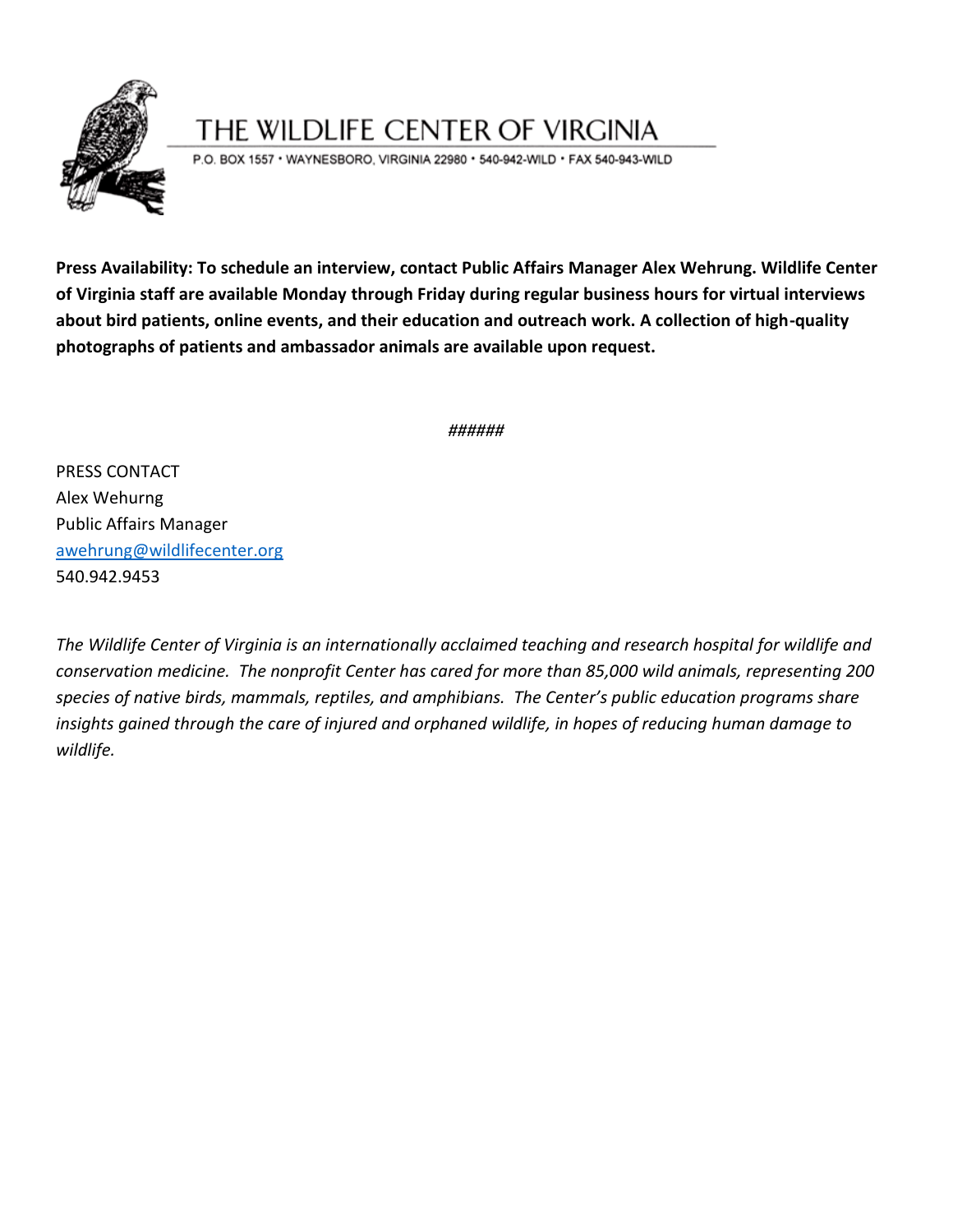# THE WILDLIFE CENTER OF VIRGINIA

P.O. BOX 1557 • WAYNESBORO, VIRGINIA 22980 • 540-942-WILD • FAX 540-943-WILD

**Press Availability: To schedule an interview, contact Public Affairs Manager Alex Wehrung. Wildlife Center of Virginia staff are available Monday through Friday during regular business hours for virtual interviews about bird patients, online events, and their education and outreach work. A collection of high-quality photographs of patients and ambassador animals are available upon request.**

*######*

PRESS CONTACT
Alex Wehurng
Public Affairs Manager
awehrung@wildlifecenter.org
540.942.9453

*The Wildlife Center of Virginia is an internationally acclaimed teaching and research hospital for wildlife and conservation medicine. The nonprofit Center has cared for more than 85,000 wild animals, representing 200 species of native birds, mammals, reptiles, and amphibians. The Center's public education programs share insights gained through the care of injured and orphaned wildlife, in hopes of reducing human damage to wildlife.*